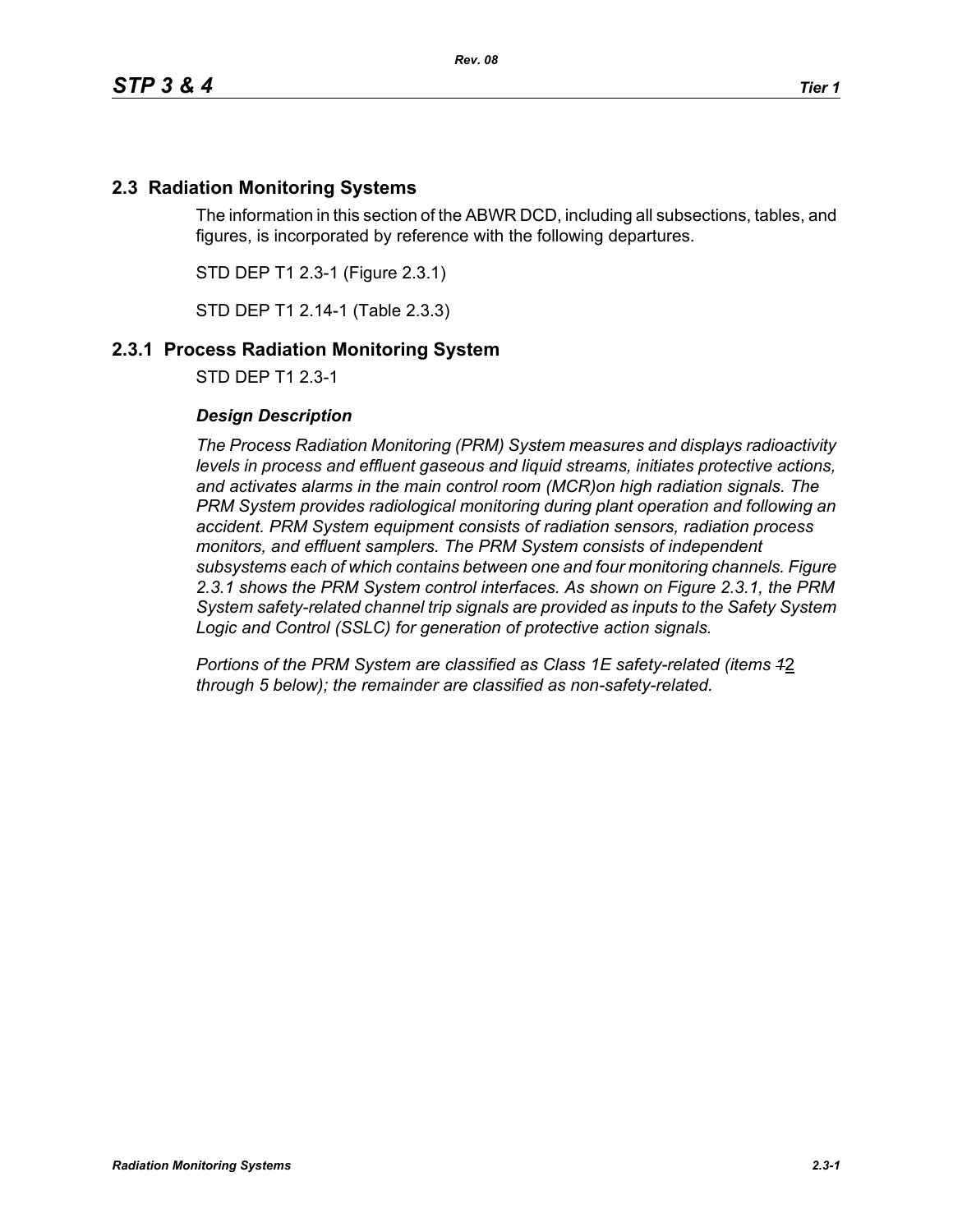## 2.3 Radiation Monitoring Systems

The information in this section of the ABWR DCD, including all subsections, tables, and figures, is incorporated by reference with the following departures.

STD DEP T1 2.3-1 (Figure 2.3.1)

STD DEP T1 2.14-1 (Table 2.3.3)

### 2.3.1 Process Radiation Monitoring System

STD DEP T1 2.3-1

***Design Description***

*The Process Radiation Monitoring (PRM) System measures and displays radioactivity levels in process and effluent gaseous and liquid streams, initiates protective actions, and activates alarms in the main control room (MCR)on high radiation signals. The PRM System provides radiological monitoring during plant operation and following an accident. PRM System equipment consists of radiation sensors, radiation process monitors, and effluent samplers. The PRM System consists of independent subsystems each of which contains between one and four monitoring channels. Figure 2.3.1 shows the PRM System control interfaces. As shown on Figure 2.3.1, the PRM System safety-related channel trip signals are provided as inputs to the Safety System Logic and Control (SSLC) for generation of protective action signals.*

*Portions of the PRM System are classified as Class 1E safety-related (items ~~1~~2 through 5 below); the remainder are classified as non-safety-related.*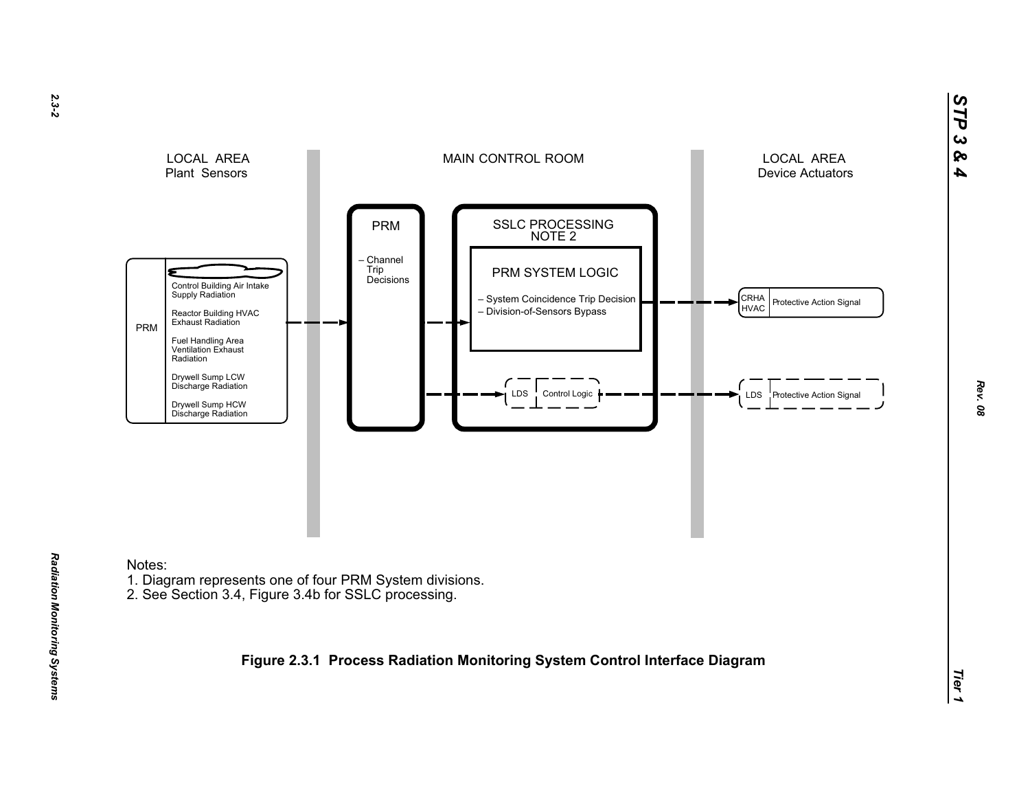LOCAL AREA
Plant Sensors

MAIN CONTROL ROOM

LOCAL AREA
Device Actuators

PRM

- Control Building Air Intake Supply Radiation
- Reactor Building HVAC Exhaust Radiation
- Fuel Handling Area Ventilation Exhaust Radiation
- Drywell Sump LCW Discharge Radiation
- Drywell Sump HCW Discharge Radiation

PRM

– Channel Trip Decisions

SSLC PROCESSING
NOTE 2

PRM SYSTEM LOGIC

– System Coincidence Trip Decision
– Division-of-Sensors Bypass

LDS | Control Logic

CRHA HVAC | Protective Action Signal

LDS | Protective Action Signal

Notes:
1. Diagram represents one of four PRM System divisions.
2. See Section 3.4, Figure 3.4b for SSLC processing.

**Figure 2.3.1 Process Radiation Monitoring System Control Interface Diagram**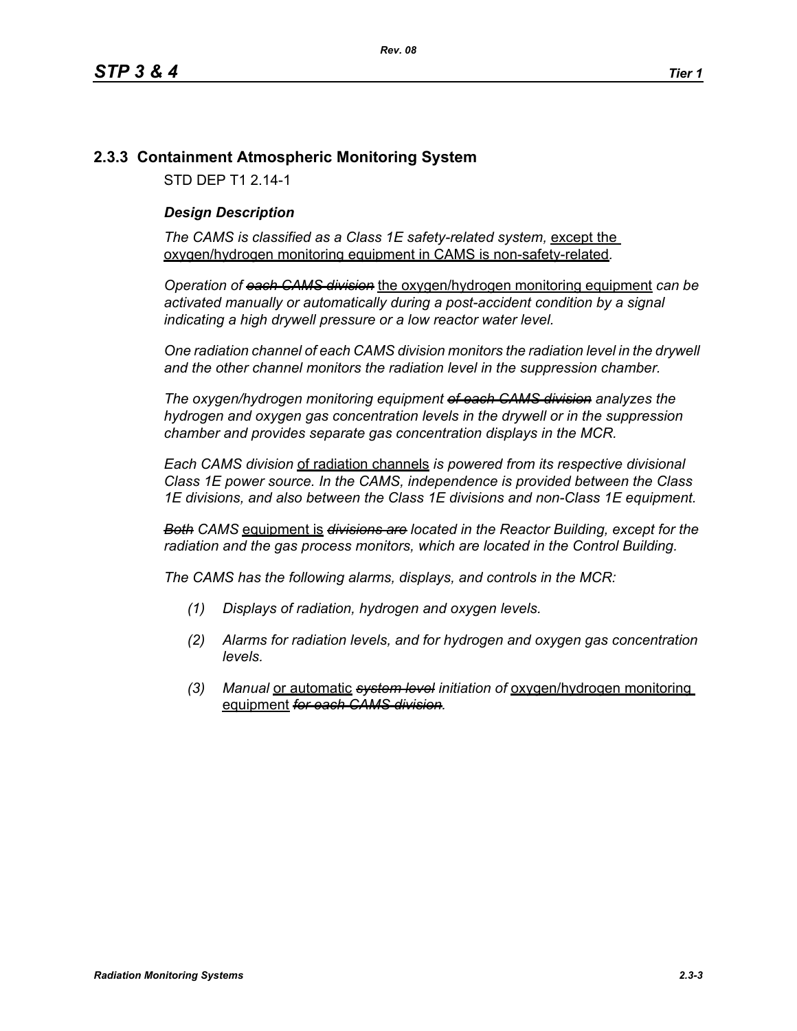## 2.3.3 Containment Atmospheric Monitoring System

STD DEP T1 2.14-1

***Design Description***

*The CAMS is classified as a Class 1E safety-related system,* <u>except the oxygen/hydrogen monitoring equipment in CAMS is non-safety-related</u>*.*

*Operation of* ~~*each CAMS division*~~ <u>the oxygen/hydrogen monitoring equipment</u> *can be activated manually or automatically during a post-accident condition by a signal indicating a high drywell pressure or a low reactor water level.*

*One radiation channel of each CAMS division monitors the radiation level in the drywell and the other channel monitors the radiation level in the suppression chamber.*

*The oxygen/hydrogen monitoring equipment* ~~*of each CAMS division*~~ *analyzes the hydrogen and oxygen gas concentration levels in the drywell or in the suppression chamber and provides separate gas concentration displays in the MCR.*

*Each CAMS division* <u>of radiation channels</u> *is powered from its respective divisional Class 1E power source. In the CAMS, independence is provided between the Class 1E divisions, and also between the Class 1E divisions and non-Class 1E equipment.*

~~*Both*~~ *CAMS* <u>equipment is</u> ~~*divisions are*~~ *located in the Reactor Building, except for the radiation and the gas process monitors, which are located in the Control Building.*

*The CAMS has the following alarms, displays, and controls in the MCR:*

*(1) Displays of radiation, hydrogen and oxygen levels.*

*(2) Alarms for radiation levels, and for hydrogen and oxygen gas concentration levels.*

*(3) Manual* <u>or automatic</u> ~~*system level*~~ *initiation of* <u>oxygen/hydrogen monitoring equipment</u> ~~*for each CAMS division*~~*.*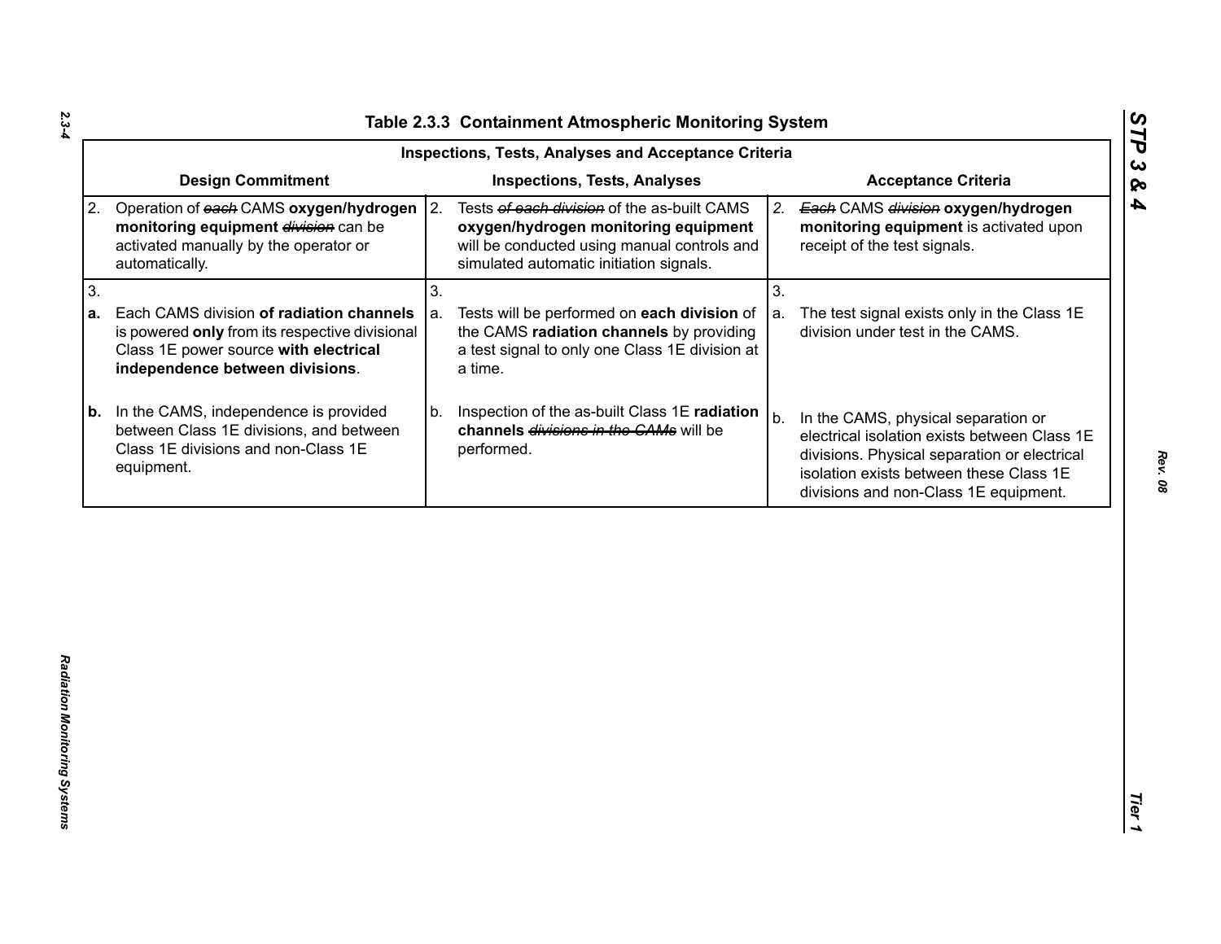## Table 2.3.3 Containment Atmospheric Monitoring System

| Inspections, Tests, Analyses and Acceptance Criteria | | |
|---|---|---|
| **Design Commitment** | **Inspections, Tests, Analyses** | **Acceptance Criteria** |
| 2. Operation of ~~each~~ CAMS **oxygen/hydrogen monitoring equipment** ~~division~~ can be activated manually by the operator or automatically. | 2. Tests ~~of each division~~ of the as-built CAMS **oxygen/hydrogen monitoring equipment** will be conducted using manual controls and simulated automatic initiation signals. | 2. ~~Each~~ CAMS ~~division~~ **oxygen/hydrogen monitoring equipment** is activated upon receipt of the test signals. |
| 3. | 3. | 3. |
| **a.** Each CAMS division **of radiation channels** is powered **only** from its respective divisional Class 1E power source **with electrical independence between divisions**. | a. Tests will be performed on **each division** of the CAMS **radiation channels** by providing a test signal to only one Class 1E division at a time. | a. The test signal exists only in the Class 1E division under test in the CAMS. |
| **b.** In the CAMS, independence is provided between Class 1E divisions, and between Class 1E divisions and non-Class 1E equipment. | b. Inspection of the as-built Class 1E **radiation channels** ~~divisions in the CAMs~~ will be performed. | b. In the CAMS, physical separation or electrical isolation exists between Class 1E divisions. Physical separation or electrical isolation exists between these Class 1E divisions and non-Class 1E equipment. |